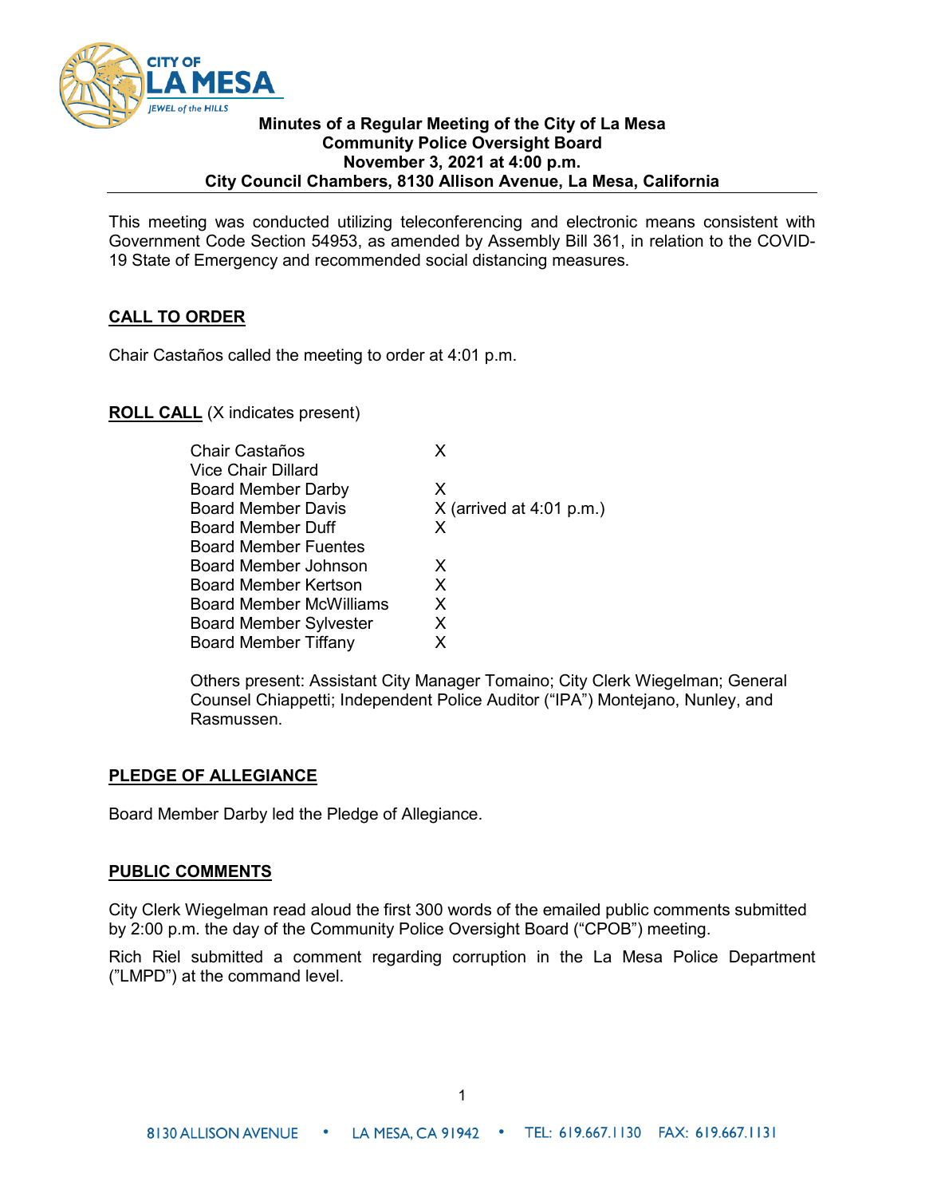# Minutes of a Regular Meeting of the City of La Mesa Community Police Oversight Board November 3, 2021 at 4:00 p.m. City Council Chambers, 8130 Allison Avenue, La Mesa, California

This meeting was conducted utilizing teleconferencing and electronic means consistent with Government Code Section 54953, as amended by Assembly Bill 361, in relation to the COVID-19 State of Emergency and recommended social distancing measures.

## CALL TO ORDER

Chair Castaños called the meeting to order at 4:01 p.m.

## ROLL CALL (X indicates present)

| | |
|---|---|
| Chair Castaños | X |
| Vice Chair Dillard | |
| Board Member Darby | X |
| Board Member Davis | X (arrived at 4:01 p.m.) |
| Board Member Duff | X |
| Board Member Fuentes | |
| Board Member Johnson | X |
| Board Member Kertson | X |
| Board Member McWilliams | X |
| Board Member Sylvester | X |
| Board Member Tiffany | X |

Others present: Assistant City Manager Tomaino; City Clerk Wiegelman; General Counsel Chiappetti; Independent Police Auditor ("IPA") Montejano, Nunley, and Rasmussen.

## PLEDGE OF ALLEGIANCE

Board Member Darby led the Pledge of Allegiance.

## PUBLIC COMMENTS

City Clerk Wiegelman read aloud the first 300 words of the emailed public comments submitted by 2:00 p.m. the day of the Community Police Oversight Board ("CPOB") meeting.

Rich Riel submitted a comment regarding corruption in the La Mesa Police Department ("LMPD") at the command level.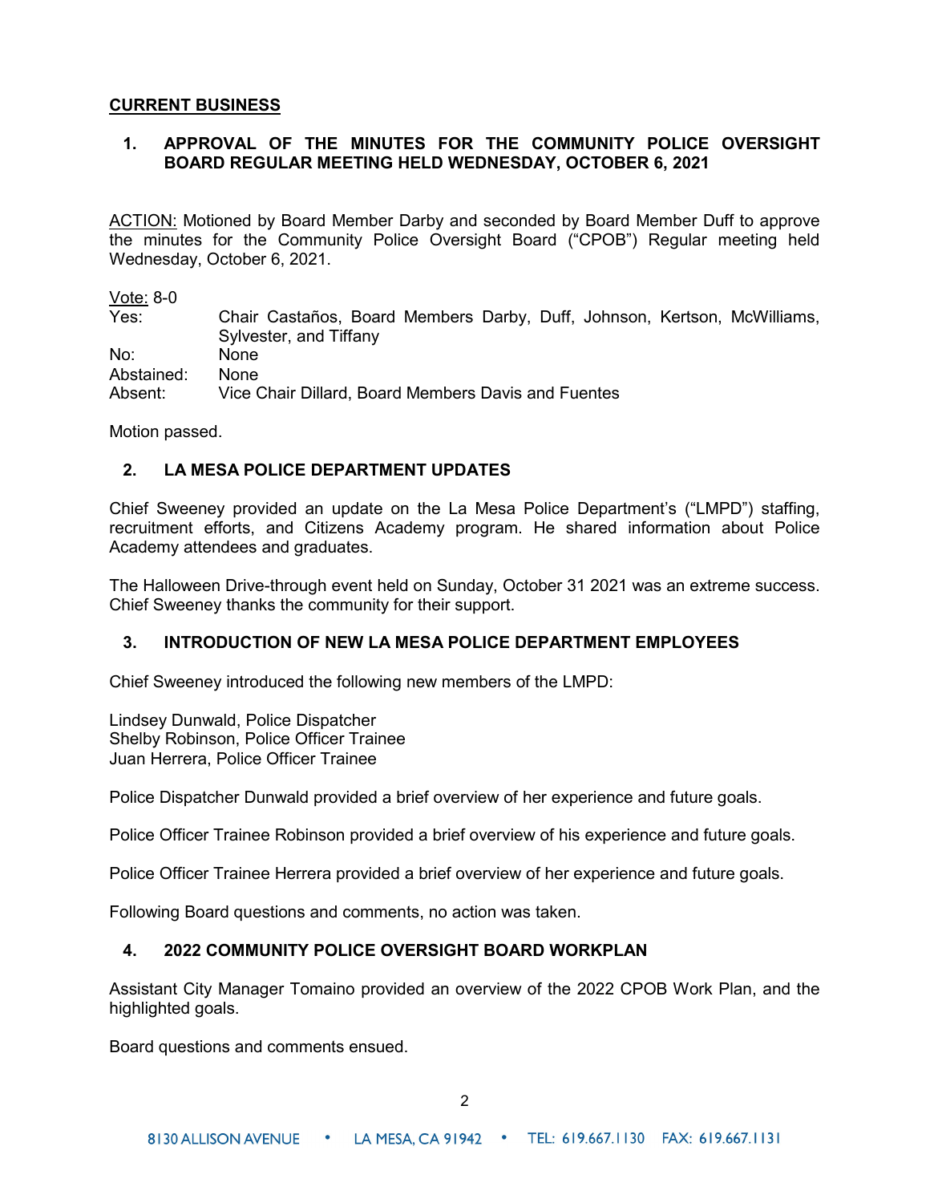## CURRENT BUSINESS

### 1. APPROVAL OF THE MINUTES FOR THE COMMUNITY POLICE OVERSIGHT BOARD REGULAR MEETING HELD WEDNESDAY, OCTOBER 6, 2021

ACTION: Motioned by Board Member Darby and seconded by Board Member Duff to approve the minutes for the Community Police Oversight Board ("CPOB") Regular meeting held Wednesday, October 6, 2021.

Vote: 8-0

| | |
|---|---|
| Yes: | Chair Castaños, Board Members Darby, Duff, Johnson, Kertson, McWilliams, Sylvester, and Tiffany |
| No: | None |
| Abstained: | None |
| Absent: | Vice Chair Dillard, Board Members Davis and Fuentes |

Motion passed.

### 2. LA MESA POLICE DEPARTMENT UPDATES

Chief Sweeney provided an update on the La Mesa Police Department's ("LMPD") staffing, recruitment efforts, and Citizens Academy program. He shared information about Police Academy attendees and graduates.

The Halloween Drive-through event held on Sunday, October 31 2021 was an extreme success. Chief Sweeney thanks the community for their support.

### 3. INTRODUCTION OF NEW LA MESA POLICE DEPARTMENT EMPLOYEES

Chief Sweeney introduced the following new members of the LMPD:

Lindsey Dunwald, Police Dispatcher
Shelby Robinson, Police Officer Trainee
Juan Herrera, Police Officer Trainee

Police Dispatcher Dunwald provided a brief overview of her experience and future goals.

Police Officer Trainee Robinson provided a brief overview of his experience and future goals.

Police Officer Trainee Herrera provided a brief overview of her experience and future goals.

Following Board questions and comments, no action was taken.

### 4. 2022 COMMUNITY POLICE OVERSIGHT BOARD WORKPLAN

Assistant City Manager Tomaino provided an overview of the 2022 CPOB Work Plan, and the highlighted goals.

Board questions and comments ensued.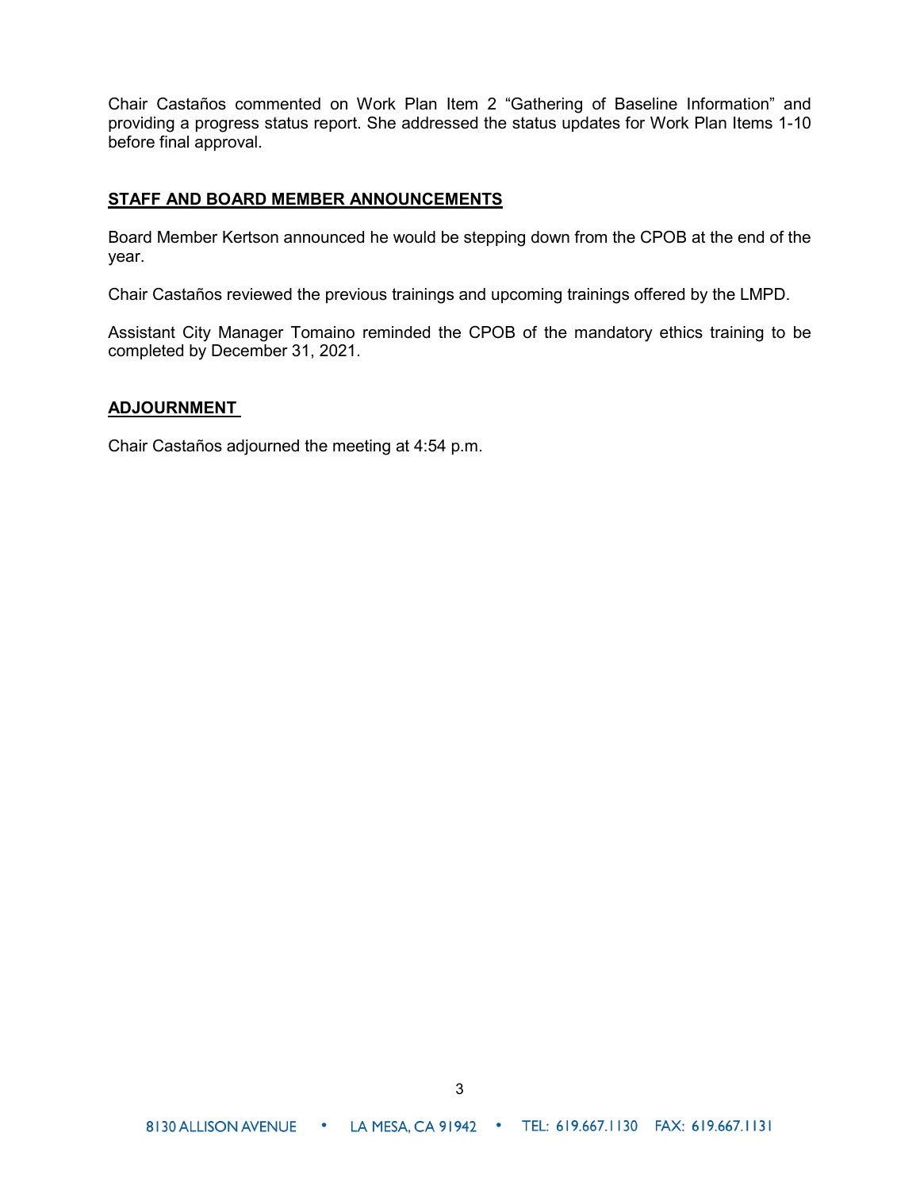Chair Castaños commented on Work Plan Item 2 "Gathering of Baseline Information" and providing a progress status report. She addressed the status updates for Work Plan Items 1-10 before final approval.

## STAFF AND BOARD MEMBER ANNOUNCEMENTS

Board Member Kertson announced he would be stepping down from the CPOB at the end of the year.

Chair Castaños reviewed the previous trainings and upcoming trainings offered by the LMPD.

Assistant City Manager Tomaino reminded the CPOB of the mandatory ethics training to be completed by December 31, 2021.

## ADJOURNMENT

Chair Castaños adjourned the meeting at 4:54 p.m.